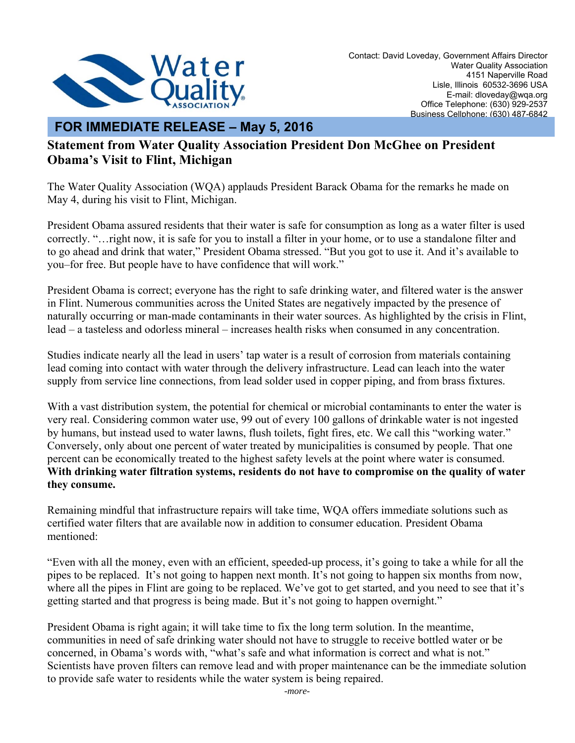Water Quality ASSOCIATION

Contact: David Loveday, Government Affairs Director
Water Quality Association
4151 Naperville Road
Lisle, Illinois 60532-3696 USA
E-mail: dloveday@wqa.org
Office Telephone: (630) 929-2537
Business Cellphone: (630) 487-6842

**FOR IMMEDIATE RELEASE – May 5, 2016**

# Statement from Water Quality Association President Don McGhee on President Obama's Visit to Flint, Michigan

The Water Quality Association (WQA) applauds President Barack Obama for the remarks he made on May 4, during his visit to Flint, Michigan.

President Obama assured residents that their water is safe for consumption as long as a water filter is used correctly. "…right now, it is safe for you to install a filter in your home, or to use a standalone filter and to go ahead and drink that water," President Obama stressed. "But you got to use it. And it's available to you–for free. But people have to have confidence that will work."

President Obama is correct; everyone has the right to safe drinking water, and filtered water is the answer in Flint. Numerous communities across the United States are negatively impacted by the presence of naturally occurring or man-made contaminants in their water sources. As highlighted by the crisis in Flint, lead – a tasteless and odorless mineral – increases health risks when consumed in any concentration.

Studies indicate nearly all the lead in users' tap water is a result of corrosion from materials containing lead coming into contact with water through the delivery infrastructure. Lead can leach into the water supply from service line connections, from lead solder used in copper piping, and from brass fixtures.

With a vast distribution system, the potential for chemical or microbial contaminants to enter the water is very real. Considering common water use, 99 out of every 100 gallons of drinkable water is not ingested by humans, but instead used to water lawns, flush toilets, fight fires, etc. We call this "working water." Conversely, only about one percent of water treated by municipalities is consumed by people. That one percent can be economically treated to the highest safety levels at the point where water is consumed. **With drinking water filtration systems, residents do not have to compromise on the quality of water they consume.**

Remaining mindful that infrastructure repairs will take time, WQA offers immediate solutions such as certified water filters that are available now in addition to consumer education. President Obama mentioned:

"Even with all the money, even with an efficient, speeded-up process, it's going to take a while for all the pipes to be replaced. It's not going to happen next month. It's not going to happen six months from now, where all the pipes in Flint are going to be replaced. We've got to get started, and you need to see that it's getting started and that progress is being made. But it's not going to happen overnight."

President Obama is right again; it will take time to fix the long term solution. In the meantime, communities in need of safe drinking water should not have to struggle to receive bottled water or be concerned, in Obama's words with, "what's safe and what information is correct and what is not." Scientists have proven filters can remove lead and with proper maintenance can be the immediate solution to provide safe water to residents while the water system is being repaired.

*-more-*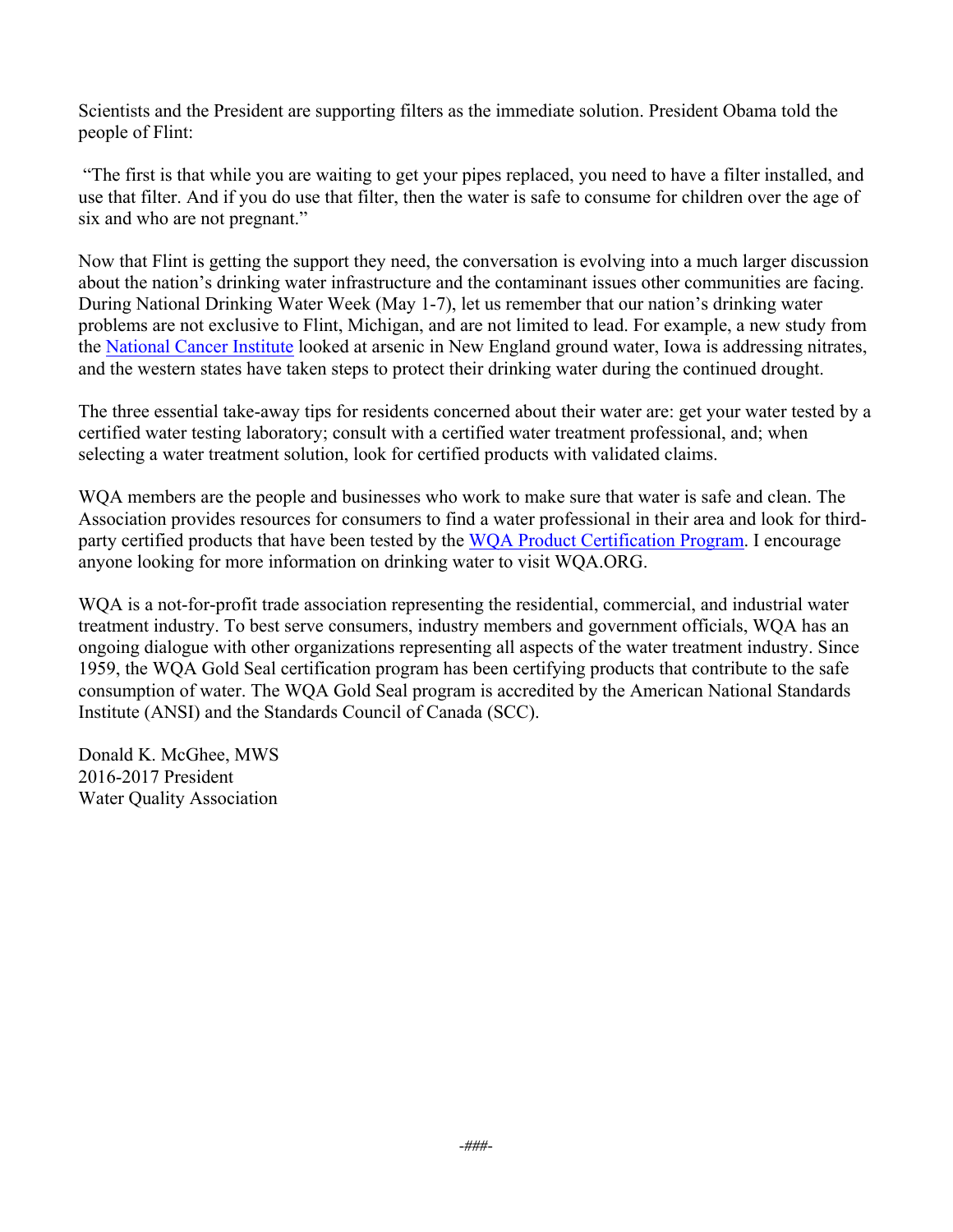Scientists and the President are supporting filters as the immediate solution. President Obama told the people of Flint:

"The first is that while you are waiting to get your pipes replaced, you need to have a filter installed, and use that filter. And if you do use that filter, then the water is safe to consume for children over the age of six and who are not pregnant."

Now that Flint is getting the support they need, the conversation is evolving into a much larger discussion about the nation's drinking water infrastructure and the contaminant issues other communities are facing. During National Drinking Water Week (May 1-7), let us remember that our nation's drinking water problems are not exclusive to Flint, Michigan, and are not limited to lead. For example, a new study from the National Cancer Institute looked at arsenic in New England ground water, Iowa is addressing nitrates, and the western states have taken steps to protect their drinking water during the continued drought.

The three essential take-away tips for residents concerned about their water are: get your water tested by a certified water testing laboratory; consult with a certified water treatment professional, and; when selecting a water treatment solution, look for certified products with validated claims.

WQA members are the people and businesses who work to make sure that water is safe and clean. The Association provides resources for consumers to find a water professional in their area and look for third-party certified products that have been tested by the WQA Product Certification Program. I encourage anyone looking for more information on drinking water to visit WQA.ORG.

WQA is a not-for-profit trade association representing the residential, commercial, and industrial water treatment industry. To best serve consumers, industry members and government officials, WQA has an ongoing dialogue with other organizations representing all aspects of the water treatment industry. Since 1959, the WQA Gold Seal certification program has been certifying products that contribute to the safe consumption of water. The WQA Gold Seal program is accredited by the American National Standards Institute (ANSI) and the Standards Council of Canada (SCC).

Donald K. McGhee, MWS
2016-2017 President
Water Quality Association

*-###-*